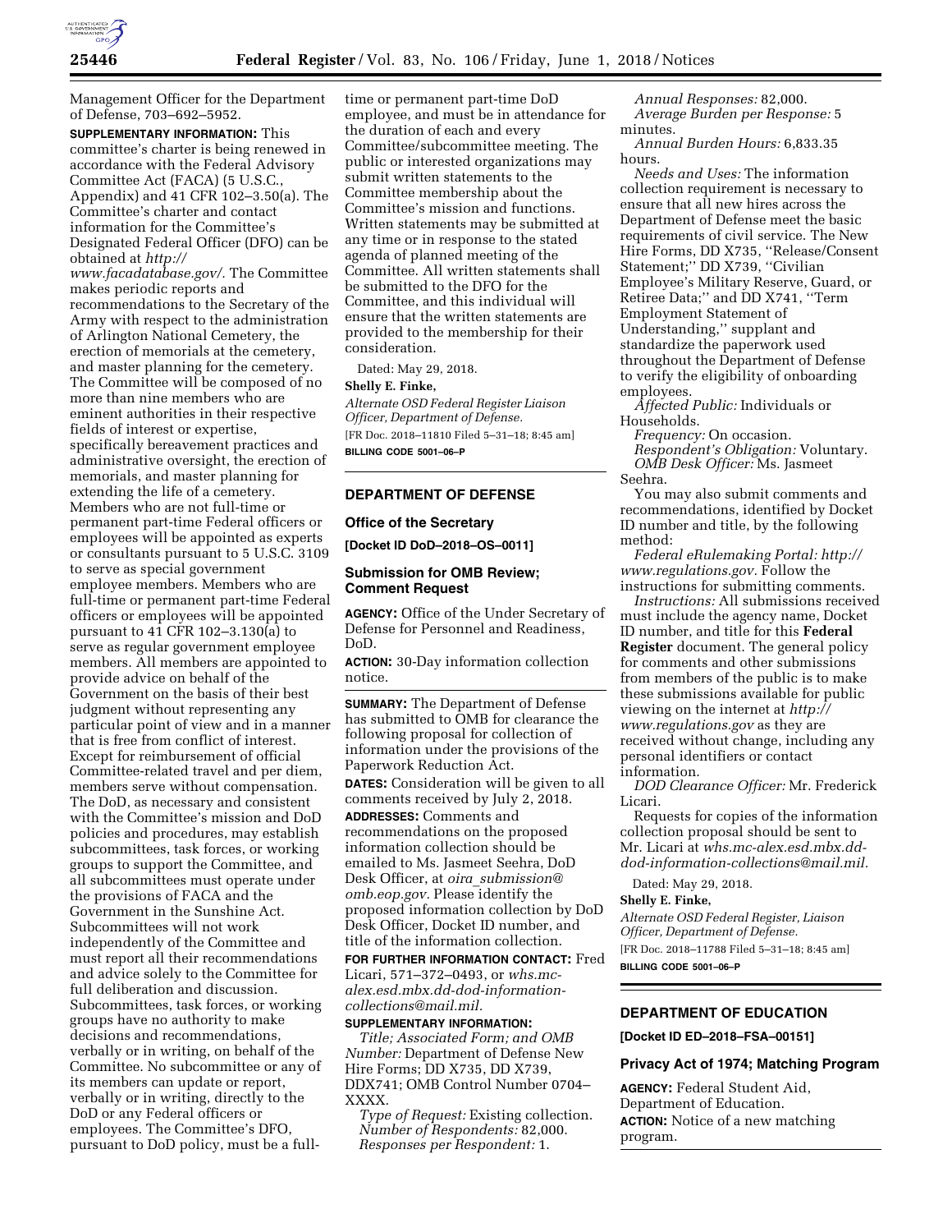Management Officer for the Department of Defense, 703–692–5952.

**SUPPLEMENTARY INFORMATION:** This committee's charter is being renewed in accordance with the Federal Advisory Committee Act (FACA) (5 U.S.C., Appendix) and 41 CFR 102–3.50(a). The Committee's charter and contact information for the Committee's Designated Federal Officer (DFO) can be obtained at *http://www.facadatabase.gov/.* The Committee makes periodic reports and recommendations to the Secretary of the Army with respect to the administration of Arlington National Cemetery, the erection of memorials at the cemetery, and master planning for the cemetery. The Committee will be composed of no more than nine members who are eminent authorities in their respective fields of interest or expertise, specifically bereavement practices and administrative oversight, the erection of memorials, and master planning for extending the life of a cemetery. Members who are not full-time or permanent part-time Federal officers or employees will be appointed as experts or consultants pursuant to 5 U.S.C. 3109 to serve as special government employee members. Members who are full-time or permanent part-time Federal officers or employees will be appointed pursuant to 41 CFR 102–3.130(a) to serve as regular government employee members. All members are appointed to provide advice on behalf of the Government on the basis of their best judgment without representing any particular point of view and in a manner that is free from conflict of interest. Except for reimbursement of official Committee-related travel and per diem, members serve without compensation. The DoD, as necessary and consistent with the Committee's mission and DoD policies and procedures, may establish subcommittees, task forces, or working groups to support the Committee, and all subcommittees must operate under the provisions of FACA and the Government in the Sunshine Act. Subcommittees will not work independently of the Committee and must report all their recommendations and advice solely to the Committee for full deliberation and discussion. Subcommittees, task forces, or working groups have no authority to make decisions and recommendations, verbally or in writing, on behalf of the Committee. No subcommittee or any of its members can update or report, verbally or in writing, directly to the DoD or any Federal officers or employees. The Committee's DFO, pursuant to DoD policy, must be a full-time or permanent part-time DoD employee, and must be in attendance for the duration of each and every Committee/subcommittee meeting. The public or interested organizations may submit written statements to the Committee membership about the Committee's mission and functions. Written statements may be submitted at any time or in response to the stated agenda of planned meeting of the Committee. All written statements shall be submitted to the DFO for the Committee, and this individual will ensure that the written statements are provided to the membership for their consideration.

Dated: May 29, 2018.

**Shelly E. Finke,**

*Alternate OSD Federal Register Liaison Officer, Department of Defense.*

[FR Doc. 2018–11810 Filed 5–31–18; 8:45 am]

**BILLING CODE 5001–06–P**

## DEPARTMENT OF DEFENSE

### Office of the Secretary

**[Docket ID DoD–2018–OS–0011]**

### Submission for OMB Review; Comment Request

**AGENCY:** Office of the Under Secretary of Defense for Personnel and Readiness, DoD.

**ACTION:** 30-Day information collection notice.

**SUMMARY:** The Department of Defense has submitted to OMB for clearance the following proposal for collection of information under the provisions of the Paperwork Reduction Act.

**DATES:** Consideration will be given to all comments received by July 2, 2018.

**ADDRESSES:** Comments and recommendations on the proposed information collection should be emailed to Ms. Jasmeet Seehra, DoD Desk Officer, at *oira_submission@omb.eop.gov.* Please identify the proposed information collection by DoD Desk Officer, Docket ID number, and title of the information collection.

**FOR FURTHER INFORMATION CONTACT:** Fred Licari, 571–372–0493, or *whs.mc-alex.esd.mbx.dd-dod-information-collections@mail.mil.*

**SUPPLEMENTARY INFORMATION:**

*Title; Associated Form; and OMB Number:* Department of Defense New Hire Forms; DD X735, DD X739, DDX741; OMB Control Number 0704–XXXX.

*Type of Request:* Existing collection.

*Number of Respondents:* 82,000.

*Responses per Respondent:* 1.

*Annual Responses:* 82,000.

*Average Burden per Response:* 5 minutes.

*Annual Burden Hours:* 6,833.35 hours.

*Needs and Uses:* The information collection requirement is necessary to ensure that all new hires across the Department of Defense meet the basic requirements of civil service. The New Hire Forms, DD X735, ''Release/Consent Statement;'' DD X739, ''Civilian Employee's Military Reserve, Guard, or Retiree Data;'' and DD X741, ''Term Employment Statement of Understanding,'' supplant and standardize the paperwork used throughout the Department of Defense to verify the eligibility of onboarding employees.

*Affected Public:* Individuals or Households.

*Frequency:* On occasion.

*Respondent's Obligation:* Voluntary.

*OMB Desk Officer:* Ms. Jasmeet Seehra.

You may also submit comments and recommendations, identified by Docket ID number and title, by the following method:

*Federal eRulemaking Portal: http://www.regulations.gov.* Follow the instructions for submitting comments.

*Instructions:* All submissions received must include the agency name, Docket ID number, and title for this **Federal Register** document. The general policy for comments and other submissions from members of the public is to make these submissions available for public viewing on the internet at *http://www.regulations.gov* as they are received without change, including any personal identifiers or contact information.

*DOD Clearance Officer:* Mr. Frederick Licari.

Requests for copies of the information collection proposal should be sent to Mr. Licari at *whs.mc-alex.esd.mbx.dd-dod-information-collections@mail.mil.*

Dated: May 29, 2018.

**Shelly E. Finke,**

*Alternate OSD Federal Register, Liaison Officer, Department of Defense.*

[FR Doc. 2018–11788 Filed 5–31–18; 8:45 am]

**BILLING CODE 5001–06–P**

## DEPARTMENT OF EDUCATION

**[Docket ID ED–2018–FSA–00151]**

### Privacy Act of 1974; Matching Program

**AGENCY:** Federal Student Aid, Department of Education.

**ACTION:** Notice of a new matching program.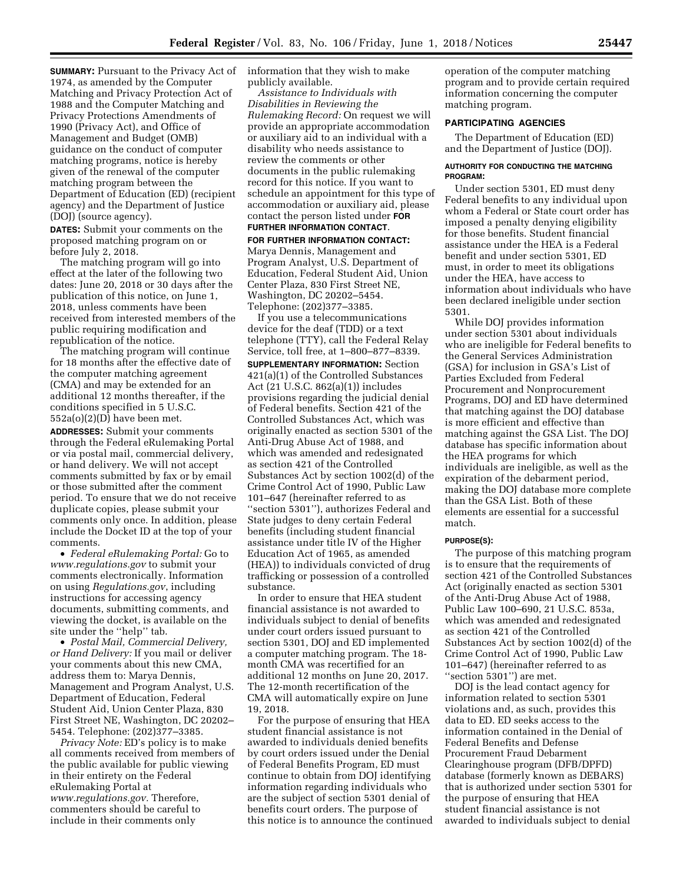**SUMMARY:** Pursuant to the Privacy Act of 1974, as amended by the Computer Matching and Privacy Protection Act of 1988 and the Computer Matching and Privacy Protections Amendments of 1990 (Privacy Act), and Office of Management and Budget (OMB) guidance on the conduct of computer matching programs, notice is hereby given of the renewal of the computer matching program between the Department of Education (ED) (recipient agency) and the Department of Justice (DOJ) (source agency).

**DATES:** Submit your comments on the proposed matching program on or before July 2, 2018.

The matching program will go into effect at the later of the following two dates: June 20, 2018 or 30 days after the publication of this notice, on June 1, 2018, unless comments have been received from interested members of the public requiring modification and republication of the notice.

The matching program will continue for 18 months after the effective date of the computer matching agreement (CMA) and may be extended for an additional 12 months thereafter, if the conditions specified in 5 U.S.C. 552a(o)(2)(D) have been met.

**ADDRESSES:** Submit your comments through the Federal eRulemaking Portal or via postal mail, commercial delivery, or hand delivery. We will not accept comments submitted by fax or by email or those submitted after the comment period. To ensure that we do not receive duplicate copies, please submit your comments only once. In addition, please include the Docket ID at the top of your comments.

- *Federal eRulemaking Portal:* Go to *www.regulations.gov* to submit your comments electronically. Information on using *Regulations.gov*, including instructions for accessing agency documents, submitting comments, and viewing the docket, is available on the site under the ''help'' tab.
- *Postal Mail, Commercial Delivery, or Hand Delivery:* If you mail or deliver your comments about this new CMA, address them to: Marya Dennis, Management and Program Analyst, U.S. Department of Education, Federal Student Aid, Union Center Plaza, 830 First Street NE, Washington, DC 20202–5454. Telephone: (202)377–3385.

*Privacy Note:* ED's policy is to make all comments received from members of the public available for public viewing in their entirety on the Federal eRulemaking Portal at *www.regulations.gov.* Therefore, commenters should be careful to include in their comments only information that they wish to make publicly available.

*Assistance to Individuals with Disabilities in Reviewing the Rulemaking Record:* On request we will provide an appropriate accommodation or auxiliary aid to an individual with a disability who needs assistance to review the comments or other documents in the public rulemaking record for this notice. If you want to schedule an appointment for this type of accommodation or auxiliary aid, please contact the person listed under **FOR FURTHER INFORMATION CONTACT**.

**FOR FURTHER INFORMATION CONTACT:** Marya Dennis, Management and Program Analyst, U.S. Department of Education, Federal Student Aid, Union Center Plaza, 830 First Street NE, Washington, DC 20202–5454. Telephone: (202)377–3385.

If you use a telecommunications device for the deaf (TDD) or a text telephone (TTY), call the Federal Relay Service, toll free, at 1–800–877–8339.

**SUPPLEMENTARY INFORMATION:** Section 421(a)(1) of the Controlled Substances Act (21 U.S.C. 862(a)(1)) includes provisions regarding the judicial denial of Federal benefits. Section 421 of the Controlled Substances Act, which was originally enacted as section 5301 of the Anti-Drug Abuse Act of 1988, and which was amended and redesignated as section 421 of the Controlled Substances Act by section 1002(d) of the Crime Control Act of 1990, Public Law 101–647 (hereinafter referred to as ''section 5301''), authorizes Federal and State judges to deny certain Federal benefits (including student financial assistance under title IV of the Higher Education Act of 1965, as amended (HEA)) to individuals convicted of drug trafficking or possession of a controlled substance.

In order to ensure that HEA student financial assistance is not awarded to individuals subject to denial of benefits under court orders issued pursuant to section 5301, DOJ and ED implemented a computer matching program. The 18-month CMA was recertified for an additional 12 months on June 20, 2017. The 12-month recertification of the CMA will automatically expire on June 19, 2018.

For the purpose of ensuring that HEA student financial assistance is not awarded to individuals denied benefits by court orders issued under the Denial of Federal Benefits Program, ED must continue to obtain from DOJ identifying information regarding individuals who are the subject of section 5301 denial of benefits court orders. The purpose of this notice is to announce the continued operation of the computer matching program and to provide certain required information concerning the computer matching program.

## PARTICIPATING AGENCIES

The Department of Education (ED) and the Department of Justice (DOJ).

### AUTHORITY FOR CONDUCTING THE MATCHING PROGRAM:

Under section 5301, ED must deny Federal benefits to any individual upon whom a Federal or State court order has imposed a penalty denying eligibility for those benefits. Student financial assistance under the HEA is a Federal benefit and under section 5301, ED must, in order to meet its obligations under the HEA, have access to information about individuals who have been declared ineligible under section 5301.

While DOJ provides information under section 5301 about individuals who are ineligible for Federal benefits to the General Services Administration (GSA) for inclusion in GSA's List of Parties Excluded from Federal Procurement and Nonprocurement Programs, DOJ and ED have determined that matching against the DOJ database is more efficient and effective than matching against the GSA List. The DOJ database has specific information about the HEA programs for which individuals are ineligible, as well as the expiration of the debarment period, making the DOJ database more complete than the GSA List. Both of these elements are essential for a successful match.

### PURPOSE(S):

The purpose of this matching program is to ensure that the requirements of section 421 of the Controlled Substances Act (originally enacted as section 5301 of the Anti-Drug Abuse Act of 1988, Public Law 100–690, 21 U.S.C. 853a, which was amended and redesignated as section 421 of the Controlled Substances Act by section 1002(d) of the Crime Control Act of 1990, Public Law 101–647) (hereinafter referred to as ''section 5301'') are met.

DOJ is the lead contact agency for information related to section 5301 violations and, as such, provides this data to ED. ED seeks access to the information contained in the Denial of Federal Benefits and Defense Procurement Fraud Debarment Clearinghouse program (DFB/DPFD) database (formerly known as DEBARS) that is authorized under section 5301 for the purpose of ensuring that HEA student financial assistance is not awarded to individuals subject to denial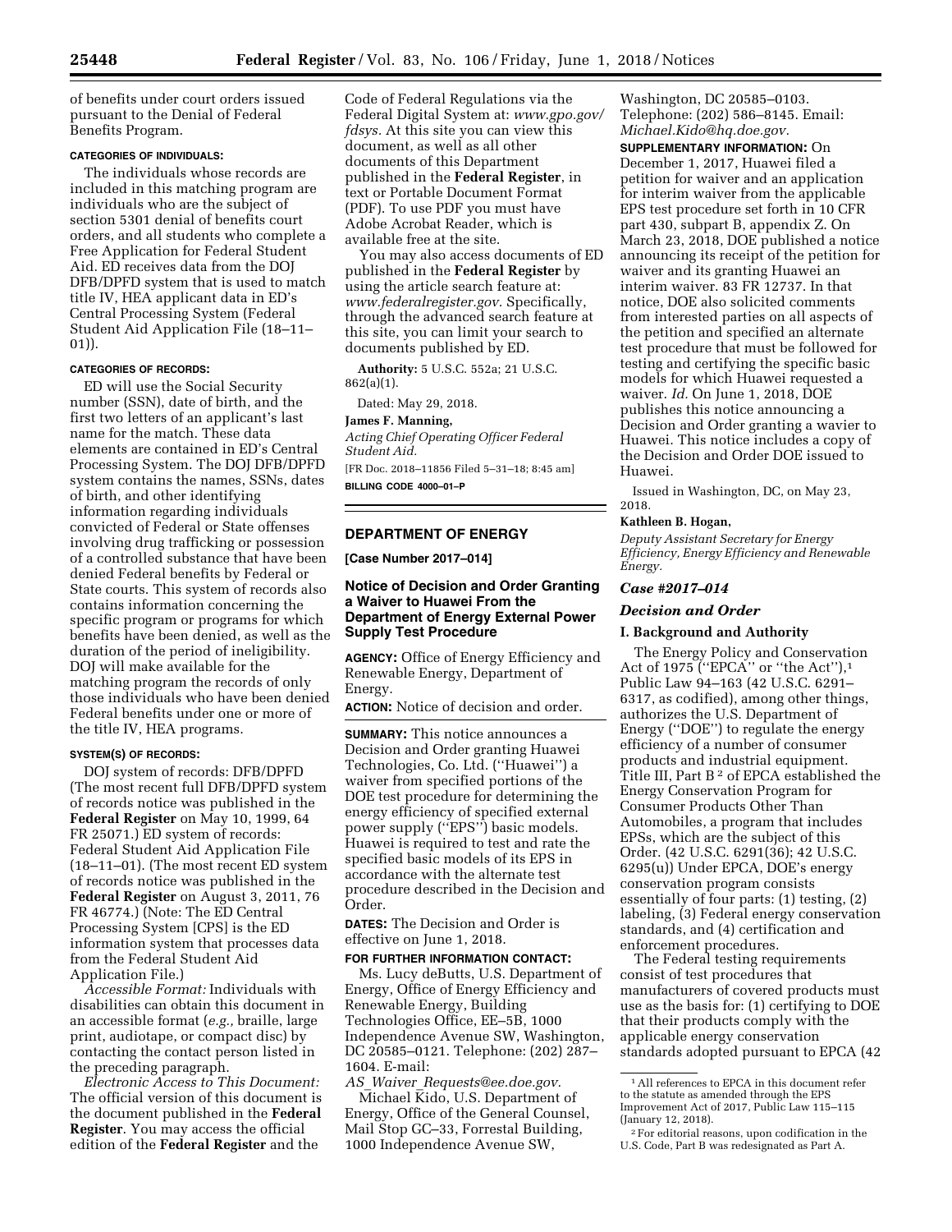of benefits under court orders issued pursuant to the Denial of Federal Benefits Program.

**CATEGORIES OF INDIVIDUALS:**

The individuals whose records are included in this matching program are individuals who are the subject of section 5301 denial of benefits court orders, and all students who complete a Free Application for Federal Student Aid. ED receives data from the DOJ DFB/DPFD system that is used to match title IV, HEA applicant data in ED's Central Processing System (Federal Student Aid Application File (18–11–01)).

**CATEGORIES OF RECORDS:**

ED will use the Social Security number (SSN), date of birth, and the first two letters of an applicant's last name for the match. These data elements are contained in ED's Central Processing System. The DOJ DFB/DPFD system contains the names, SSNs, dates of birth, and other identifying information regarding individuals convicted of Federal or State offenses involving drug trafficking or possession of a controlled substance that have been denied Federal benefits by Federal or State courts. This system of records also contains information concerning the specific program or programs for which benefits have been denied, as well as the duration of the period of ineligibility. DOJ will make available for the matching program the records of only those individuals who have been denied Federal benefits under one or more of the title IV, HEA programs.

**SYSTEM(S) OF RECORDS:**

DOJ system of records: DFB/DPFD (The most recent full DFB/DPFD system of records notice was published in the **Federal Register** on May 10, 1999, 64 FR 25071.) ED system of records: Federal Student Aid Application File (18–11–01). (The most recent ED system of records notice was published in the **Federal Register** on August 3, 2011, 76 FR 46774.) (Note: The ED Central Processing System [CPS] is the ED information system that processes data from the Federal Student Aid Application File.)

*Accessible Format:* Individuals with disabilities can obtain this document in an accessible format (*e.g.,* braille, large print, audiotape, or compact disc) by contacting the contact person listed in the preceding paragraph.

*Electronic Access to This Document:* The official version of this document is the document published in the **Federal Register**. You may access the official edition of the **Federal Register** and the Code of Federal Regulations via the Federal Digital System at: *www.gpo.gov/fdsys.* At this site you can view this document, as well as all other documents of this Department published in the **Federal Register**, in text or Portable Document Format (PDF). To use PDF you must have Adobe Acrobat Reader, which is available free at the site.

You may also access documents of ED published in the **Federal Register** by using the article search feature at: *www.federalregister.gov.* Specifically, through the advanced search feature at this site, you can limit your search to documents published by ED.

**Authority:** 5 U.S.C. 552a; 21 U.S.C. 862(a)(1).

Dated: May 29, 2018.

**James F. Manning,**

*Acting Chief Operating Officer Federal Student Aid.*

[FR Doc. 2018–11856 Filed 5–31–18; 8:45 am]

**BILLING CODE 4000–01–P**

## DEPARTMENT OF ENERGY

**[Case Number 2017–014]**

### Notice of Decision and Order Granting a Waiver to Huawei From the Department of Energy External Power Supply Test Procedure

**AGENCY:** Office of Energy Efficiency and Renewable Energy, Department of Energy.

**ACTION:** Notice of decision and order.

**SUMMARY:** This notice announces a Decision and Order granting Huawei Technologies, Co. Ltd. ("Huawei") a waiver from specified portions of the DOE test procedure for determining the energy efficiency of specified external power supply ("EPS") basic models. Huawei is required to test and rate the specified basic models of its EPS in accordance with the alternate test procedure described in the Decision and Order.

**DATES:** The Decision and Order is effective on June 1, 2018.

**FOR FURTHER INFORMATION CONTACT:**

Ms. Lucy deButts, U.S. Department of Energy, Office of Energy Efficiency and Renewable Energy, Building Technologies Office, EE–5B, 1000 Independence Avenue SW, Washington, DC 20585–0121. Telephone: (202) 287–1604. E-mail: *AS_Waiver_Requests@ee.doe.gov.*

Michael Kido, U.S. Department of Energy, Office of the General Counsel, Mail Stop GC–33, Forrestal Building, 1000 Independence Avenue SW, Washington, DC 20585–0103. Telephone: (202) 586–8145. Email: *Michael.Kido@hq.doe.gov.*

**SUPPLEMENTARY INFORMATION:** On December 1, 2017, Huawei filed a petition for waiver and an application for interim waiver from the applicable EPS test procedure set forth in 10 CFR part 430, subpart B, appendix Z. On March 23, 2018, DOE published a notice announcing its receipt of the petition for waiver and its granting Huawei an interim waiver. 83 FR 12737. In that notice, DOE also solicited comments from interested parties on all aspects of the petition and specified an alternate test procedure that must be followed for testing and certifying the specific basic models for which Huawei requested a waiver. *Id.* On June 1, 2018, DOE publishes this notice announcing a Decision and Order granting a wavier to Huawei. This notice includes a copy of the Decision and Order DOE issued to Huawei.

Issued in Washington, DC, on May 23, 2018.

**Kathleen B. Hogan,**

*Deputy Assistant Secretary for Energy Efficiency, Energy Efficiency and Renewable Energy.*

### *Case #2017–014*

### *Decision and Order*

#### I. Background and Authority

The Energy Policy and Conservation Act of 1975 ("EPCA" or "the Act"),[1] Public Law 94–163 (42 U.S.C. 6291–6317, as codified), among other things, authorizes the U.S. Department of Energy ("DOE") to regulate the energy efficiency of a number of consumer products and industrial equipment. Title III, Part B [2] of EPCA established the Energy Conservation Program for Consumer Products Other Than Automobiles, a program that includes EPSs, which are the subject of this Order. (42 U.S.C. 6291(36); 42 U.S.C. 6295(u)) Under EPCA, DOE's energy conservation program consists essentially of four parts: (1) testing, (2) labeling, (3) Federal energy conservation standards, and (4) certification and enforcement procedures.

The Federal testing requirements consist of test procedures that manufacturers of covered products must use as the basis for: (1) certifying to DOE that their products comply with the applicable energy conservation standards adopted pursuant to EPCA (42

[1] All references to EPCA in this document refer to the statute as amended through the EPS Improvement Act of 2017, Public Law 115–115 (January 12, 2018).

[2] For editorial reasons, upon codification in the U.S. Code, Part B was redesignated as Part A.